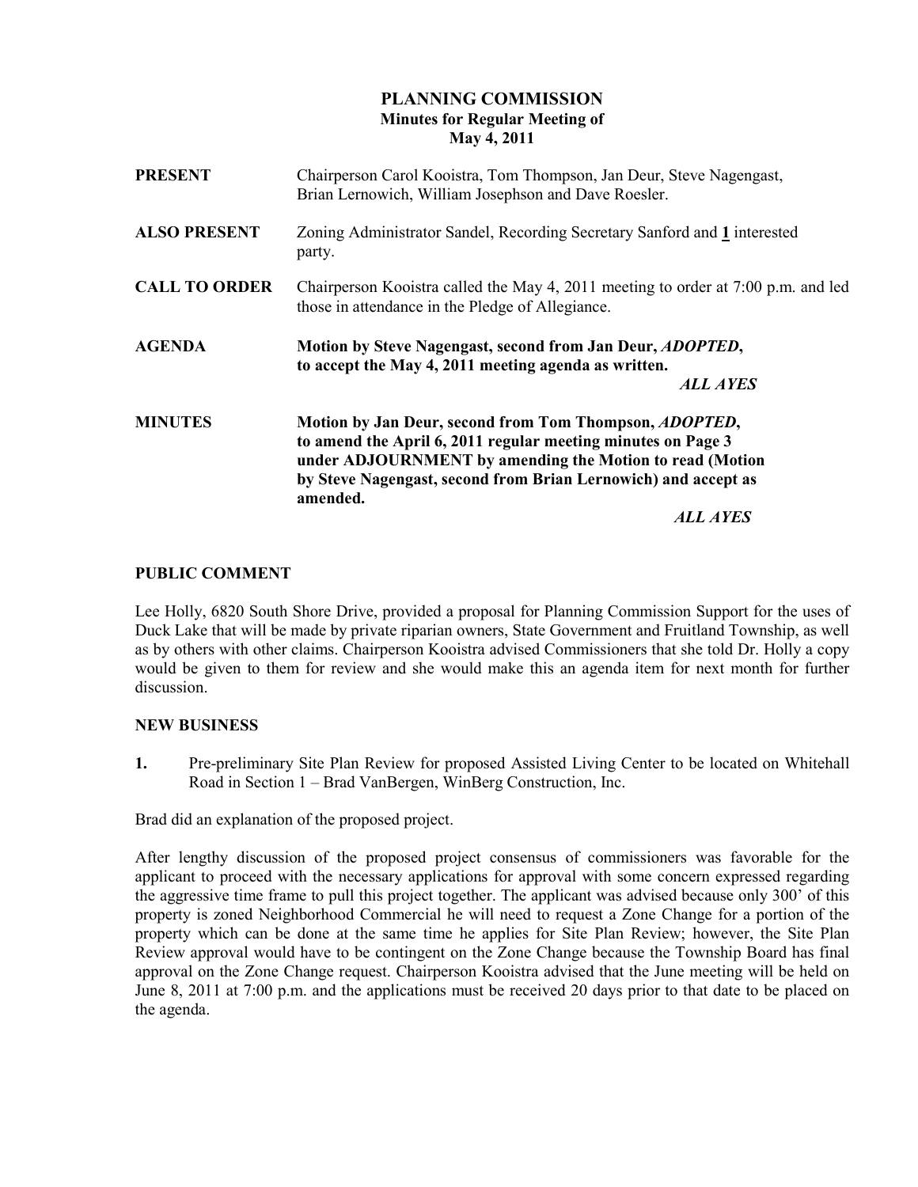# PLANNING COMMISSION

## Minutes for Regular Meeting of May 4, 2011

**PRESENT** Chairperson Carol Kooistra, Tom Thompson, Jan Deur, Steve Nagengast, Brian Lernowich, William Josephson and Dave Roesler.

**ALSO PRESENT** Zoning Administrator Sandel, Recording Secretary Sanford and **1** interested party.

**CALL TO ORDER** Chairperson Kooistra called the May 4, 2011 meeting to order at 7:00 p.m. and led those in attendance in the Pledge of Allegiance.

**AGENDA** **Motion by Steve Nagengast, second from Jan Deur, *ADOPTED*, to accept the May 4, 2011 meeting agenda as written.**

***ALL AYES***

**MINUTES** **Motion by Jan Deur, second from Tom Thompson, *ADOPTED*, to amend the April 6, 2011 regular meeting minutes on Page 3 under ADJOURNMENT by amending the Motion to read (Motion by Steve Nagengast, second from Brian Lernowich) and accept as amended.**

***ALL AYES***

### PUBLIC COMMENT

Lee Holly, 6820 South Shore Drive, provided a proposal for Planning Commission Support for the uses of Duck Lake that will be made by private riparian owners, State Government and Fruitland Township, as well as by others with other claims. Chairperson Kooistra advised Commissioners that she told Dr. Holly a copy would be given to them for review and she would make this an agenda item for next month for further discussion.

### NEW BUSINESS

**1.** Pre-preliminary Site Plan Review for proposed Assisted Living Center to be located on Whitehall Road in Section 1 – Brad VanBergen, WinBerg Construction, Inc.

Brad did an explanation of the proposed project.

After lengthy discussion of the proposed project consensus of commissioners was favorable for the applicant to proceed with the necessary applications for approval with some concern expressed regarding the aggressive time frame to pull this project together. The applicant was advised because only 300' of this property is zoned Neighborhood Commercial he will need to request a Zone Change for a portion of the property which can be done at the same time he applies for Site Plan Review; however, the Site Plan Review approval would have to be contingent on the Zone Change because the Township Board has final approval on the Zone Change request. Chairperson Kooistra advised that the June meeting will be held on June 8, 2011 at 7:00 p.m. and the applications must be received 20 days prior to that date to be placed on the agenda.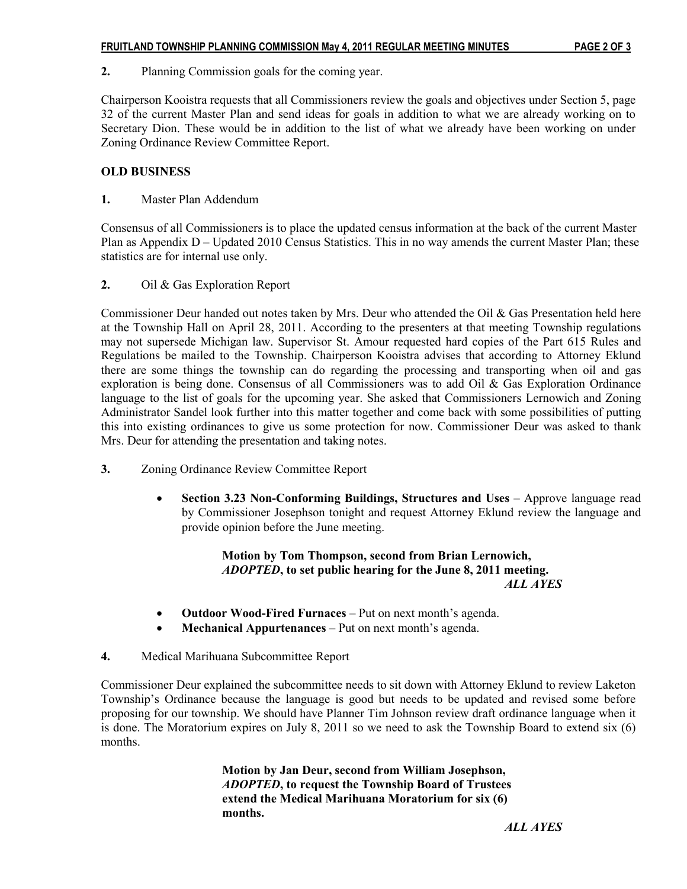**2.** Planning Commission goals for the coming year.

Chairperson Kooistra requests that all Commissioners review the goals and objectives under Section 5, page 32 of the current Master Plan and send ideas for goals in addition to what we are already working on to Secretary Dion. These would be in addition to the list of what we already have been working on under Zoning Ordinance Review Committee Report.

**OLD BUSINESS**

**1.** Master Plan Addendum

Consensus of all Commissioners is to place the updated census information at the back of the current Master Plan as Appendix D – Updated 2010 Census Statistics. This in no way amends the current Master Plan; these statistics are for internal use only.

**2.** Oil & Gas Exploration Report

Commissioner Deur handed out notes taken by Mrs. Deur who attended the Oil & Gas Presentation held here at the Township Hall on April 28, 2011. According to the presenters at that meeting Township regulations may not supersede Michigan law. Supervisor St. Amour requested hard copies of the Part 615 Rules and Regulations be mailed to the Township. Chairperson Kooistra advises that according to Attorney Eklund there are some things the township can do regarding the processing and transporting when oil and gas exploration is being done. Consensus of all Commissioners was to add Oil & Gas Exploration Ordinance language to the list of goals for the upcoming year. She asked that Commissioners Lernowich and Zoning Administrator Sandel look further into this matter together and come back with some possibilities of putting this into existing ordinances to give us some protection for now. Commissioner Deur was asked to thank Mrs. Deur for attending the presentation and taking notes.

**3.** Zoning Ordinance Review Committee Report

- **Section 3.23 Non-Conforming Buildings, Structures and Uses** – Approve language read by Commissioner Josephson tonight and request Attorney Eklund review the language and provide opinion before the June meeting.

> **Motion by Tom Thompson, second from Brian Lernowich,**
> ***ADOPTED*, to set public hearing for the June 8, 2011 meeting.**
> ***ALL AYES***

- **Outdoor Wood-Fired Furnaces** – Put on next month's agenda.
- **Mechanical Appurtenances** – Put on next month's agenda.

**4.** Medical Marihuana Subcommittee Report

Commissioner Deur explained the subcommittee needs to sit down with Attorney Eklund to review Laketon Township's Ordinance because the language is good but needs to be updated and revised some before proposing for our township. We should have Planner Tim Johnson review draft ordinance language when it is done. The Moratorium expires on July 8, 2011 so we need to ask the Township Board to extend six (6) months.

> **Motion by Jan Deur, second from William Josephson,**
> ***ADOPTED*, to request the Township Board of Trustees extend the Medical Marihuana Moratorium for six (6) months.**
> ***ALL AYES***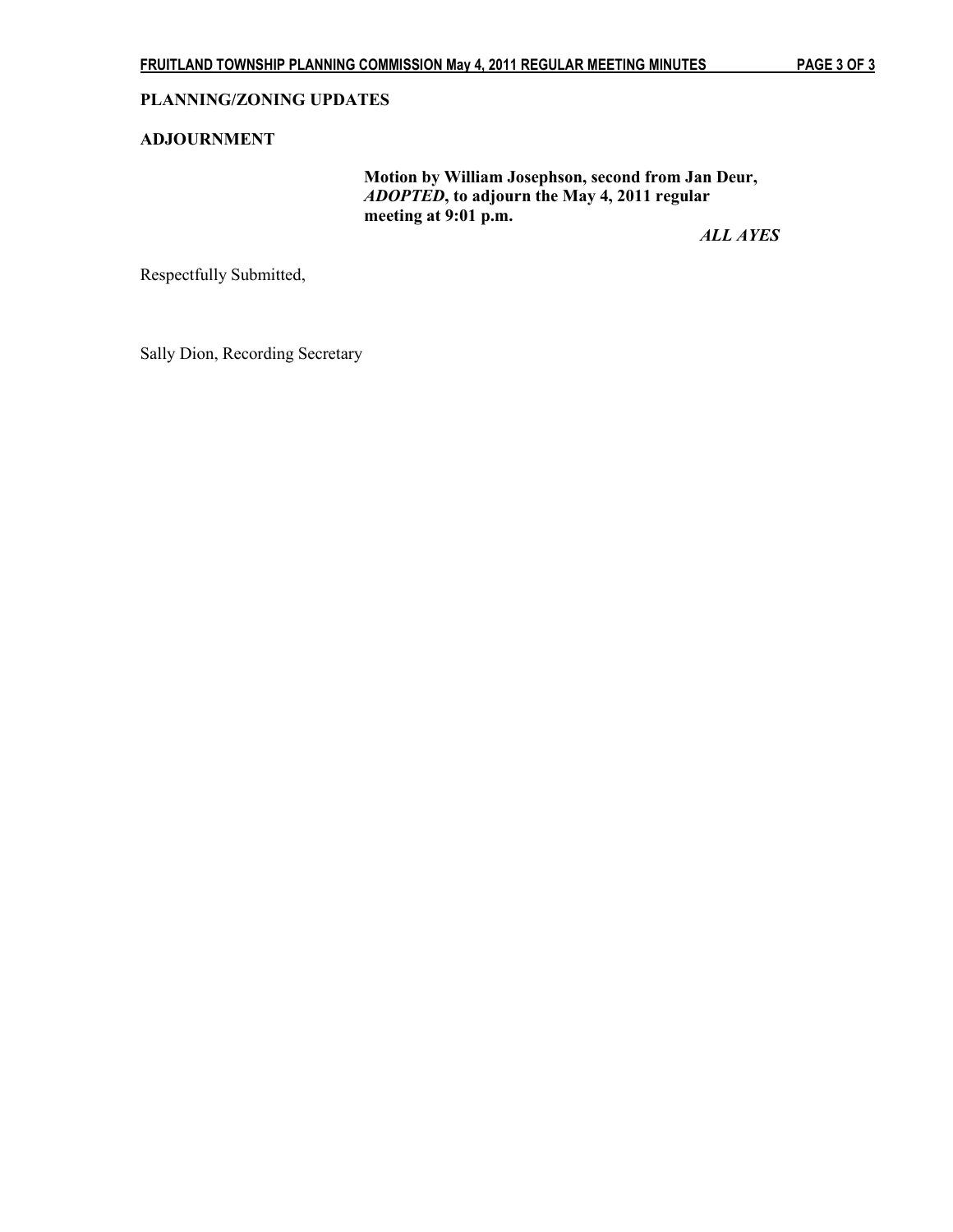**PLANNING/ZONING UPDATES**

**ADJOURNMENT**

**Motion by William Josephson, second from Jan Deur, *ADOPTED*, to adjourn the May 4, 2011 regular meeting at 9:01 p.m.**

***ALL AYES***

Respectfully Submitted,

Sally Dion, Recording Secretary